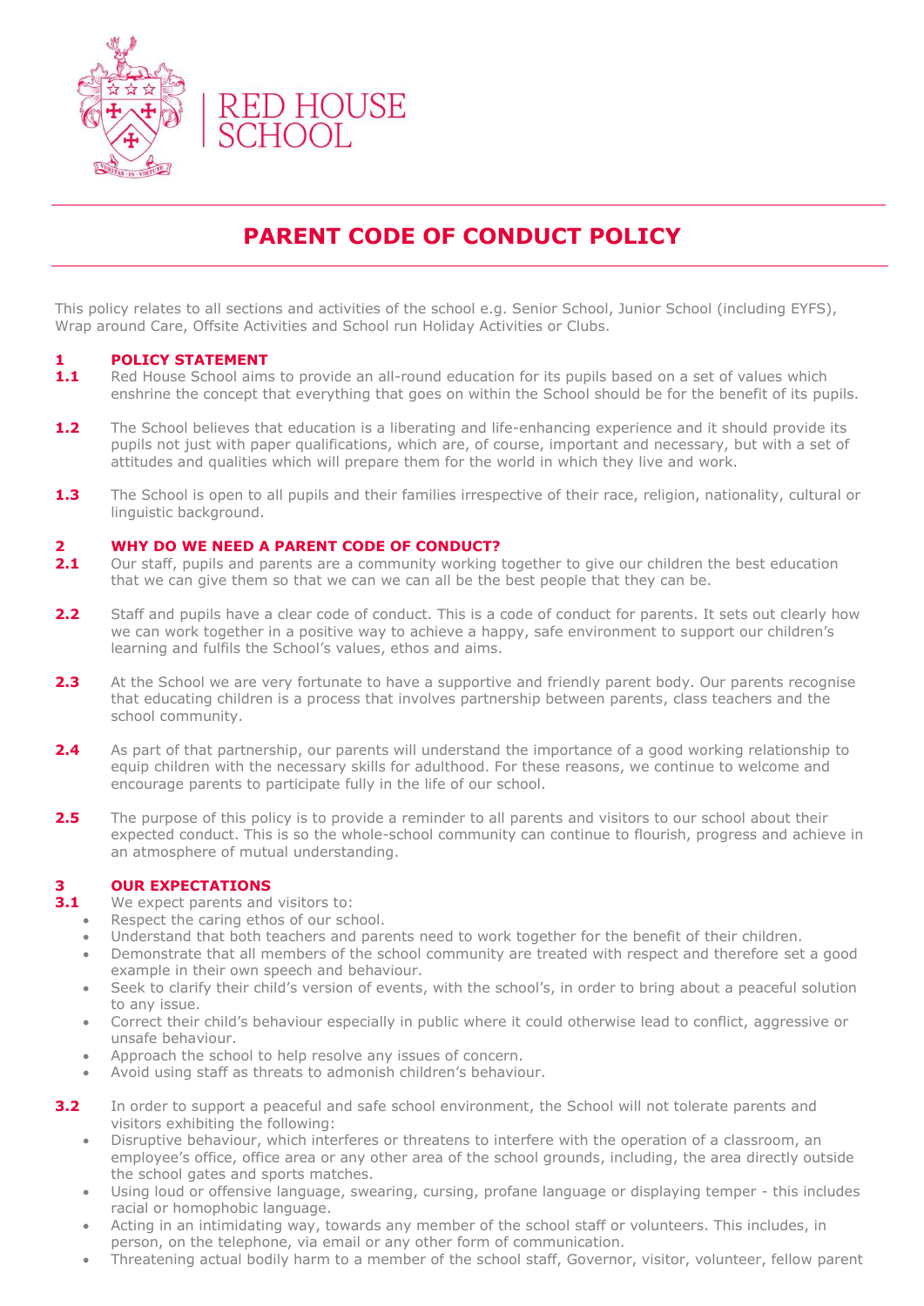RED HOUSE SCHOOL

# PARENT CODE OF CONDUCT POLICY

This policy relates to all sections and activities of the school e.g. Senior School, Junior School (including EYFS), Wrap around Care, Offsite Activities and School run Holiday Activities or Clubs.

## 1 POLICY STATEMENT

**1.1** Red House School aims to provide an all-round education for its pupils based on a set of values which enshrine the concept that everything that goes on within the School should be for the benefit of its pupils.

**1.2** The School believes that education is a liberating and life-enhancing experience and it should provide its pupils not just with paper qualifications, which are, of course, important and necessary, but with a set of attitudes and qualities which will prepare them for the world in which they live and work.

**1.3** The School is open to all pupils and their families irrespective of their race, religion, nationality, cultural or linguistic background.

## 2 WHY DO WE NEED A PARENT CODE OF CONDUCT?

**2.1** Our staff, pupils and parents are a community working together to give our children the best education that we can give them so that we can we can all be the best people that they can be.

**2.2** Staff and pupils have a clear code of conduct. This is a code of conduct for parents. It sets out clearly how we can work together in a positive way to achieve a happy, safe environment to support our children's learning and fulfils the School's values, ethos and aims.

**2.3** At the School we are very fortunate to have a supportive and friendly parent body. Our parents recognise that educating children is a process that involves partnership between parents, class teachers and the school community.

**2.4** As part of that partnership, our parents will understand the importance of a good working relationship to equip children with the necessary skills for adulthood. For these reasons, we continue to welcome and encourage parents to participate fully in the life of our school.

**2.5** The purpose of this policy is to provide a reminder to all parents and visitors to our school about their expected conduct. This is so the whole-school community can continue to flourish, progress and achieve in an atmosphere of mutual understanding.

## 3 OUR EXPECTATIONS

**3.1** We expect parents and visitors to:

- Respect the caring ethos of our school.
- Understand that both teachers and parents need to work together for the benefit of their children.
- Demonstrate that all members of the school community are treated with respect and therefore set a good example in their own speech and behaviour.
- Seek to clarify their child's version of events, with the school's, in order to bring about a peaceful solution to any issue.
- Correct their child's behaviour especially in public where it could otherwise lead to conflict, aggressive or unsafe behaviour.
- Approach the school to help resolve any issues of concern.
- Avoid using staff as threats to admonish children's behaviour.

**3.2** In order to support a peaceful and safe school environment, the School will not tolerate parents and visitors exhibiting the following:

- Disruptive behaviour, which interferes or threatens to interfere with the operation of a classroom, an employee's office, office area or any other area of the school grounds, including, the area directly outside the school gates and sports matches.
- Using loud or offensive language, swearing, cursing, profane language or displaying temper - this includes racial or homophobic language.
- Acting in an intimidating way, towards any member of the school staff or volunteers. This includes, in person, on the telephone, via email or any other form of communication.
- Threatening actual bodily harm to a member of the school staff, Governor, visitor, volunteer, fellow parent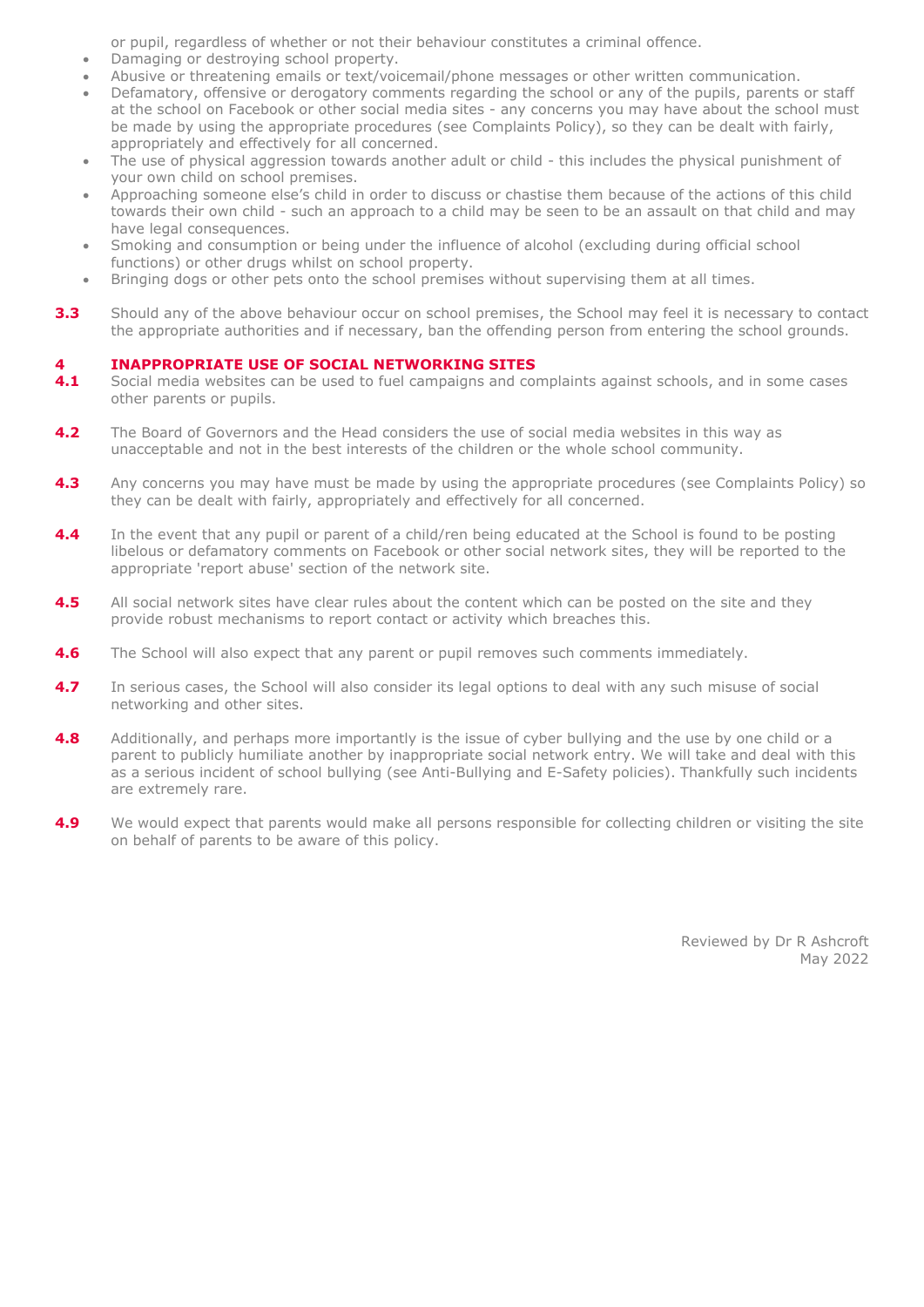or pupil, regardless of whether or not their behaviour constitutes a criminal offence.

- Damaging or destroying school property.
- Abusive or threatening emails or text/voicemail/phone messages or other written communication.
- Defamatory, offensive or derogatory comments regarding the school or any of the pupils, parents or staff at the school on Facebook or other social media sites - any concerns you may have about the school must be made by using the appropriate procedures (see Complaints Policy), so they can be dealt with fairly, appropriately and effectively for all concerned.
- The use of physical aggression towards another adult or child - this includes the physical punishment of your own child on school premises.
- Approaching someone else's child in order to discuss or chastise them because of the actions of this child towards their own child - such an approach to a child may be seen to be an assault on that child and may have legal consequences.
- Smoking and consumption or being under the influence of alcohol (excluding during official school functions) or other drugs whilst on school property.
- Bringing dogs or other pets onto the school premises without supervising them at all times.

**3.3** Should any of the above behaviour occur on school premises, the School may feel it is necessary to contact the appropriate authorities and if necessary, ban the offending person from entering the school grounds.

## 4 INAPPROPRIATE USE OF SOCIAL NETWORKING SITES

**4.1** Social media websites can be used to fuel campaigns and complaints against schools, and in some cases other parents or pupils.

**4.2** The Board of Governors and the Head considers the use of social media websites in this way as unacceptable and not in the best interests of the children or the whole school community.

**4.3** Any concerns you may have must be made by using the appropriate procedures (see Complaints Policy) so they can be dealt with fairly, appropriately and effectively for all concerned.

**4.4** In the event that any pupil or parent of a child/ren being educated at the School is found to be posting libelous or defamatory comments on Facebook or other social network sites, they will be reported to the appropriate 'report abuse' section of the network site.

**4.5** All social network sites have clear rules about the content which can be posted on the site and they provide robust mechanisms to report contact or activity which breaches this.

**4.6** The School will also expect that any parent or pupil removes such comments immediately.

**4.7** In serious cases, the School will also consider its legal options to deal with any such misuse of social networking and other sites.

**4.8** Additionally, and perhaps more importantly is the issue of cyber bullying and the use by one child or a parent to publicly humiliate another by inappropriate social network entry. We will take and deal with this as a serious incident of school bullying (see Anti-Bullying and E-Safety policies). Thankfully such incidents are extremely rare.

**4.9** We would expect that parents would make all persons responsible for collecting children or visiting the site on behalf of parents to be aware of this policy.

Reviewed by Dr R Ashcroft
May 2022